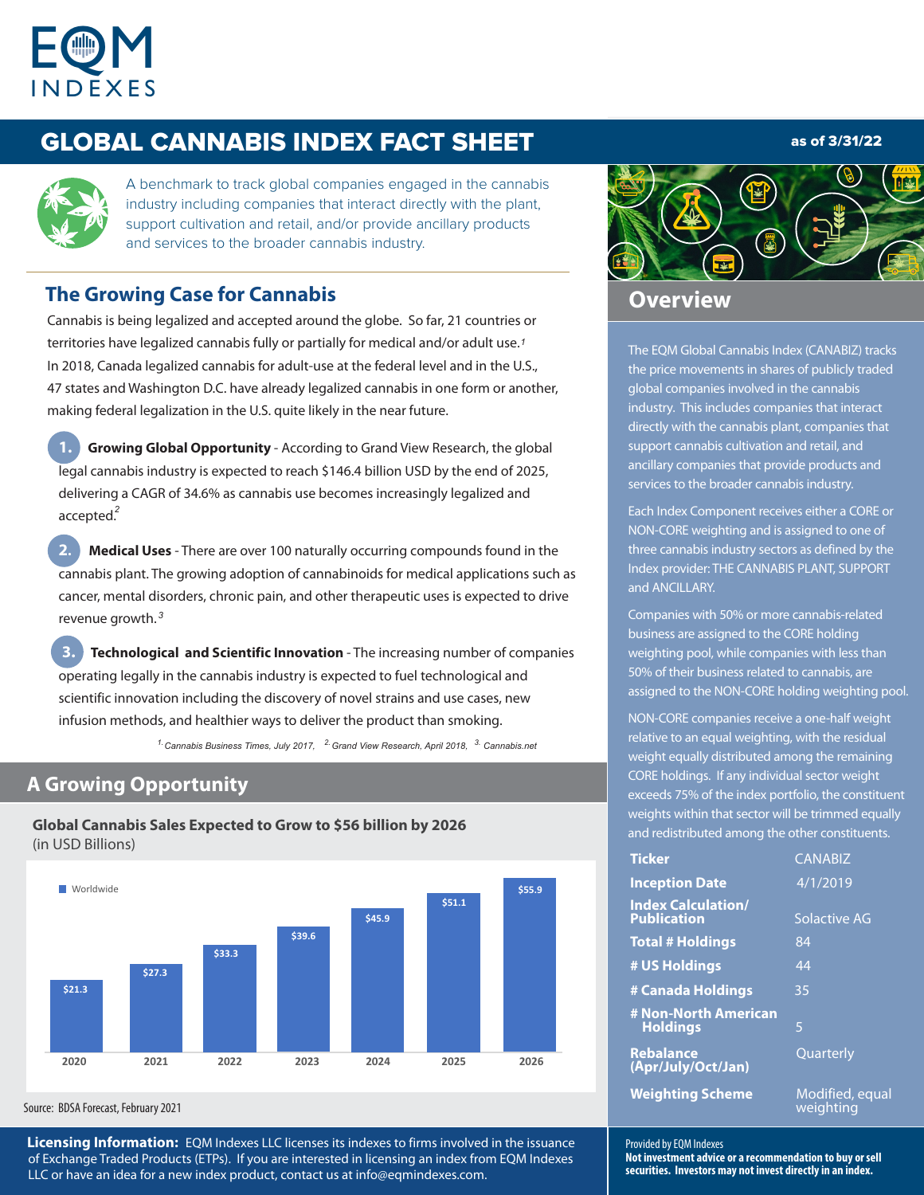# GLOBAL CANNABIS INDEX FACT SHEET

**as of 3/31/22**

A benchmark to track global companies engaged in the cannabis industry including companies that interact directly with the plant, support cultivation and retail, and/or provide ancillary products and services to the broader cannabis industry.

## The Growing Case for Cannabis

Cannabis is being legalized and accepted around the globe. So far, 21 countries or territories have legalized cannabis fully or partially for medical and/or adult use.[1] In 2018, Canada legalized cannabis for adult-use at the federal level and in the U.S., 47 states and Washington D.C. have already legalized cannabis in one form or another, making federal legalization in the U.S. quite likely in the near future.

1. **Growing Global Opportunity** - According to Grand View Research, the global legal cannabis industry is expected to reach $146.4 billion USD by the end of 2025, delivering a CAGR of 34.6% as cannabis use becomes increasingly legalized and accepted.[2]

2. **Medical Uses** - There are over 100 naturally occurring compounds found in the cannabis plant. The growing adoption of cannabinoids for medical applications such as cancer, mental disorders, chronic pain, and other therapeutic uses is expected to drive revenue growth.[3]

3. **Technological and Scientific Innovation** - The increasing number of companies operating legally in the cannabis industry is expected to fuel technological and scientific innovation including the discovery of novel strains and use cases, new infusion methods, and healthier ways to deliver the product than smoking.

*[1] Cannabis Business Times, July 2017, [2] Grand View Research, April 2018, [3] Cannabis.net*

## A Growing Opportunity

**Global Cannabis Sales Expected to Grow to $56 billion by 2026**
(in USD Billions)

| Year | Worldwide |
|---|---|
| 2020 | $21.3 |
| 2021 | $27.3 |
| 2022 | $33.3 |
| 2023 | $39.6 |
| 2024 | $45.9 |
| 2025 | $51.1 |
| 2026 | $55.9 |

Source: BDSA Forecast, February 2021

## Overview

The EQM Global Cannabis Index (CANABIZ) tracks the price movements in shares of publicly traded global companies involved in the cannabis industry. This includes companies that interact directly with the cannabis plant, companies that support cannabis cultivation and retail, and ancillary companies that provide products and services to the broader cannabis industry.

Each Index Component receives either a CORE or NON-CORE weighting and is assigned to one of three cannabis industry sectors as defined by the Index provider: THE CANNABIS PLANT, SUPPORT and ANCILLARY.

Companies with 50% or more cannabis-related business are assigned to the CORE holding weighting pool, while companies with less than 50% of their business related to cannabis, are assigned to the NON-CORE holding weighting pool.

NON-CORE companies receive a one-half weight relative to an equal weighting, with the residual weight equally distributed among the remaining CORE holdings. If any individual sector weight exceeds 75% of the index portfolio, the constituent weights within that sector will be trimmed equally and redistributed among the other constituents.

| | |
|---|---|
| **Ticker** | CANABIZ |
| **Inception Date** | 4/1/2019 |
| **Index Calculation/ Publication** | Solactive AG |
| **Total # Holdings** | 84 |
| **# US Holdings** | 44 |
| **# Canada Holdings** | 35 |
| **# Non-North American Holdings** | 5 |
| **Rebalance (Apr/July/Oct/Jan)** | Quarterly |
| **Weighting Scheme** | Modified, equal weighting |

**Licensing Information:** EQM Indexes LLC licenses its indexes to firms involved in the issuance of Exchange Traded Products (ETPs). If you are interested in licensing an index from EQM Indexes LLC or have an idea for a new index product, contact us at info@eqmindexes.com.

Provided by EQM Indexes
**Not investment advice or a recommendation to buy or sell securities. Investors may not invest directly in an index.**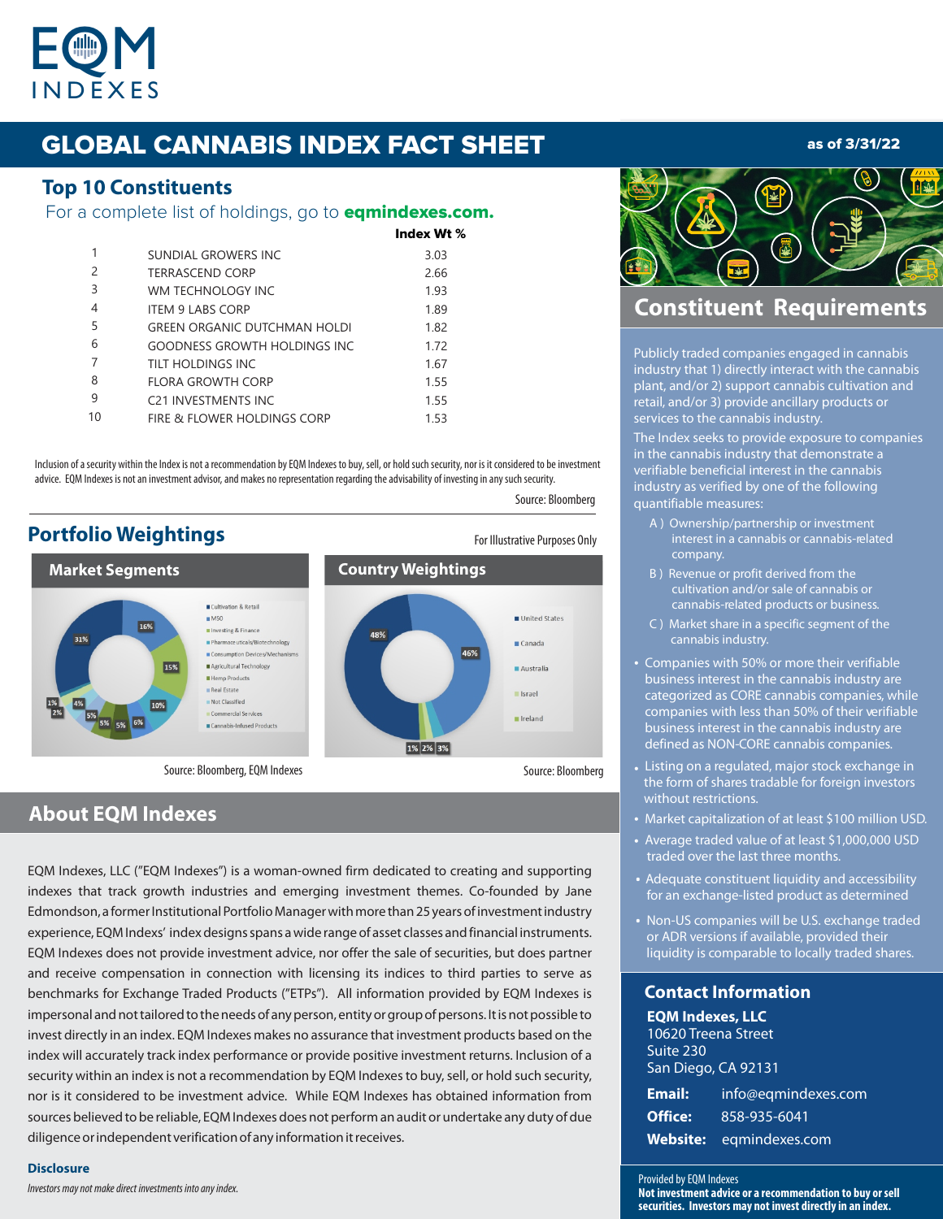# GLOBAL CANNABIS INDEX FACT SHEET

as of 3/31/22

## Top 10 Constituents

For a complete list of holdings, go to **eqmindexes.com.**

| | | Index Wt % |
|---|---|---|
| 1 | SUNDIAL GROWERS INC | 3.03 |
| 2 | TERRASCEND CORP | 2.66 |
| 3 | WM TECHNOLOGY INC | 1.93 |
| 4 | ITEM 9 LABS CORP | 1.89 |
| 5 | GREEN ORGANIC DUTCHMAN HOLDI | 1.82 |
| 6 | GOODNESS GROWTH HOLDINGS INC | 1.72 |
| 7 | TILT HOLDINGS INC | 1.67 |
| 8 | FLORA GROWTH CORP | 1.55 |
| 9 | C21 INVESTMENTS INC | 1.55 |
| 10 | FIRE & FLOWER HOLDINGS CORP | 1.53 |

Inclusion of a security within the Index is not a recommendation by EQM Indexes to buy, sell, or hold such security, nor is it considered to be investment advice. EQM Indexes is not an investment advisor, and makes no representation regarding the advisability of investing in any such security.

Source: Bloomberg

## Portfolio Weightings

For Illustrative Purposes Only

### Market Segments

31%
16%
15%
10%
6%
5%
5%
5%
4%
2%
1%

Cultivation & Retail
MSO
Investing & Finance
Pharmaceuticals/Biotechnology
Consumption Devices/Mechanisms
Agricultural Technology
Hemp Products
Real Estate
Not Classified
Commercial Services
Cannabis-Infused Products

Source: Bloomberg, EQM Indexes

### Country Weightings

48%
46%
1%
2%
3%

United States
Canada
Australia
Israel
Ireland

Source: Bloomberg

## Constituent Requirements

Publicly traded companies engaged in cannabis industry that 1) directly interact with the cannabis plant, and/or 2) support cannabis cultivation and retail, and/or 3) provide ancillary products or services to the cannabis industry.

The Index seeks to provide exposure to companies in the cannabis industry that demonstrate a verifiable beneficial interest in the cannabis industry as verified by one of the following quantifiable measures:

- A ) Ownership/partnership or investment interest in a cannabis or cannabis-related company.
- B ) Revenue or profit derived from the cultivation and/or sale of cannabis or cannabis-related products or business.
- C ) Market share in a specific segment of the cannabis industry.

- Companies with 50% or more their verifiable business interest in the cannabis industry are categorized as CORE cannabis companies, while companies with less than 50% of their verifiable business interest in the cannabis industry are defined as NON-CORE cannabis companies.
- Listing on a regulated, major stock exchange in the form of shares tradable for foreign investors without restrictions.
- Market capitalization of at least $100 million USD.
- Average traded value of at least $1,000,000 USD traded over the last three months.
- Adequate constituent liquidity and accessibility for an exchange-listed product as determined
- Non-US companies will be U.S. exchange traded or ADR versions if available, provided their liquidity is comparable to locally traded shares.

## About EQM Indexes

EQM Indexes, LLC ("EQM Indexes") is a woman-owned firm dedicated to creating and supporting indexes that track growth industries and emerging investment themes. Co-founded by Jane Edmondson, a former Institutional Portfolio Manager with more than 25 years of investment industry experience, EQM Indexs' index designs spans a wide range of asset classes and financial instruments. EQM Indexes does not provide investment advice, nor offer the sale of securities, but does partner and receive compensation in connection with licensing its indices to third parties to serve as benchmarks for Exchange Traded Products ("ETPs"). All information provided by EQM Indexes is impersonal and not tailored to the needs of any person, entity or group of persons. It is not possible to invest directly in an index. EQM Indexes makes no assurance that investment products based on the index will accurately track index performance or provide positive investment returns. Inclusion of a security within an index is not a recommendation by EQM Indexes to buy, sell, or hold such security, nor is it considered to be investment advice. While EQM Indexes has obtained information from sources believed to be reliable, EQM Indexes does not perform an audit or undertake any duty of due diligence or independent verification of any information it receives.

### Disclosure

*Investors may not make direct investments into any index.*

## Contact Information

**EQM Indexes, LLC**
10620 Treena Street
Suite 230
San Diego, CA 92131

**Email:** info@eqmindexes.com
**Office:** 858-935-6041
**Website:** eqmindexes.com

Provided by EQM Indexes
**Not investment advice or a recommendation to buy or sell securities. Investors may not invest directly in an index.**